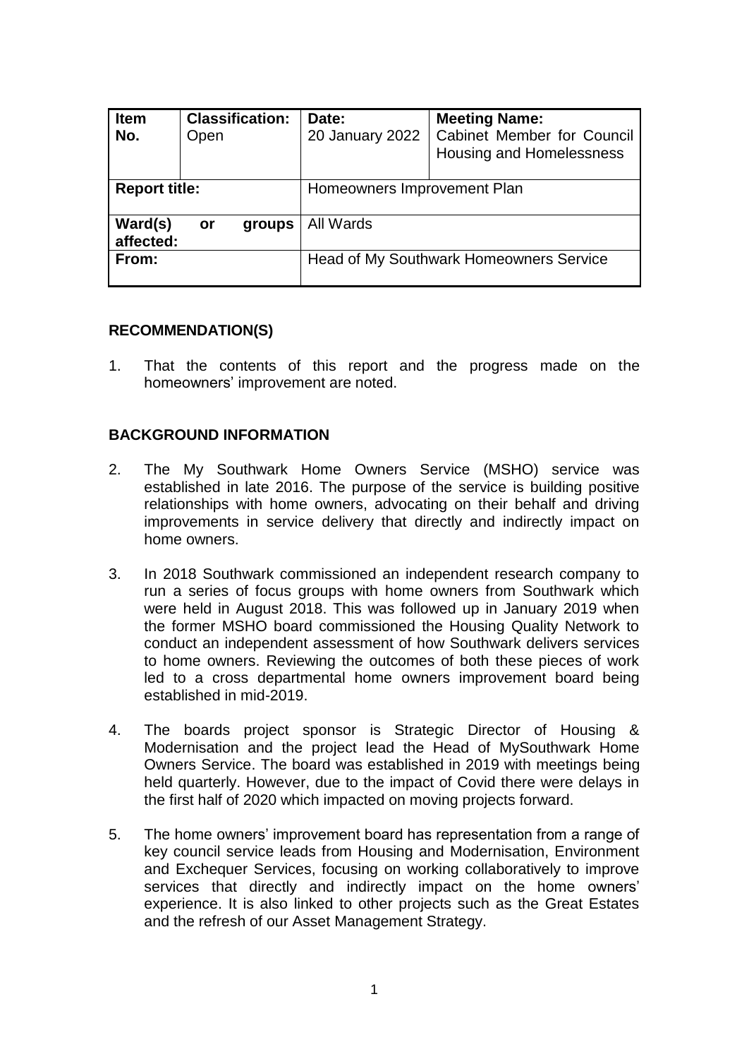| Item No. | Classification: Open | Date: 20 January 2022 | Meeting Name: Cabinet Member for Council Housing and Homelessness |
|---|---|---|---|
| **Report title:** | | Homeowners Improvement Plan | |
| **Ward(s) or groups affected:** | | All Wards | |
| **From:** | | Head of My Southwark Homeowners Service | |

## RECOMMENDATION(S)

1. That the contents of this report and the progress made on the homeowners' improvement are noted.

## BACKGROUND INFORMATION

2. The My Southwark Home Owners Service (MSHO) service was established in late 2016. The purpose of the service is building positive relationships with home owners, advocating on their behalf and driving improvements in service delivery that directly and indirectly impact on home owners.

3. In 2018 Southwark commissioned an independent research company to run a series of focus groups with home owners from Southwark which were held in August 2018. This was followed up in January 2019 when the former MSHO board commissioned the Housing Quality Network to conduct an independent assessment of how Southwark delivers services to home owners. Reviewing the outcomes of both these pieces of work led to a cross departmental home owners improvement board being established in mid-2019.

4. The boards project sponsor is Strategic Director of Housing & Modernisation and the project lead the Head of MySouthwark Home Owners Service. The board was established in 2019 with meetings being held quarterly. However, due to the impact of Covid there were delays in the first half of 2020 which impacted on moving projects forward.

5. The home owners' improvement board has representation from a range of key council service leads from Housing and Modernisation, Environment and Exchequer Services, focusing on working collaboratively to improve services that directly and indirectly impact on the home owners' experience. It is also linked to other projects such as the Great Estates and the refresh of our Asset Management Strategy.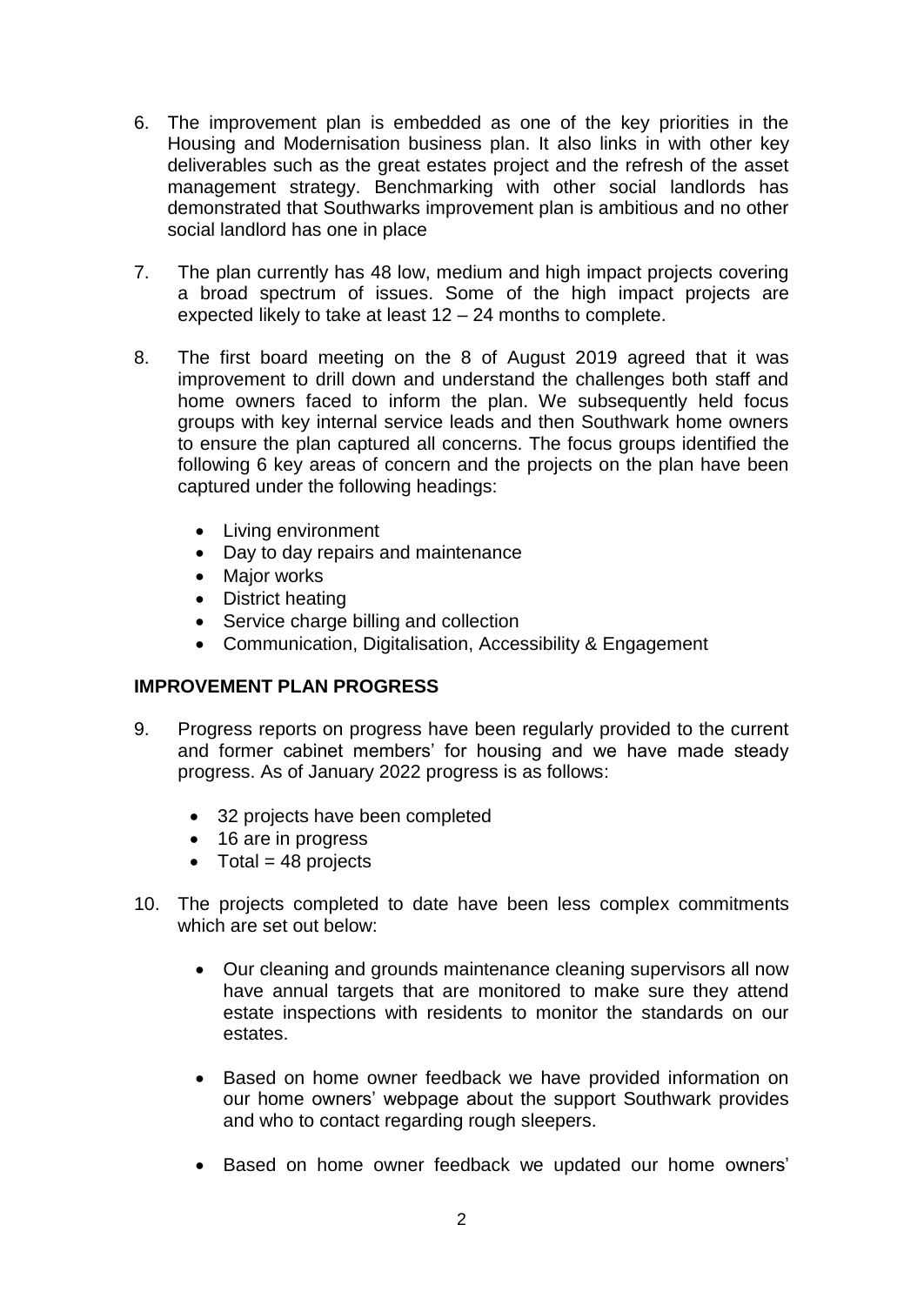6. The improvement plan is embedded as one of the key priorities in the Housing and Modernisation business plan. It also links in with other key deliverables such as the great estates project and the refresh of the asset management strategy. Benchmarking with other social landlords has demonstrated that Southwarks improvement plan is ambitious and no other social landlord has one in place

7. The plan currently has 48 low, medium and high impact projects covering a broad spectrum of issues. Some of the high impact projects are expected likely to take at least 12 – 24 months to complete.

8. The first board meeting on the 8 of August 2019 agreed that it was improvement to drill down and understand the challenges both staff and home owners faced to inform the plan. We subsequently held focus groups with key internal service leads and then Southwark home owners to ensure the plan captured all concerns. The focus groups identified the following 6 key areas of concern and the projects on the plan have been captured under the following headings:

   - Living environment
   - Day to day repairs and maintenance
   - Major works
   - District heating
   - Service charge billing and collection
   - Communication, Digitalisation, Accessibility & Engagement

**IMPROVEMENT PLAN PROGRESS**

9. Progress reports on progress have been regularly provided to the current and former cabinet members' for housing and we have made steady progress. As of January 2022 progress is as follows:

   - 32 projects have been completed
   - 16 are in progress
   - Total = 48 projects

10. The projects completed to date have been less complex commitments which are set out below:

    - Our cleaning and grounds maintenance cleaning supervisors all now have annual targets that are monitored to make sure they attend estate inspections with residents to monitor the standards on our estates.

    - Based on home owner feedback we have provided information on our home owners' webpage about the support Southwark provides and who to contact regarding rough sleepers.

    - Based on home owner feedback we updated our home owners'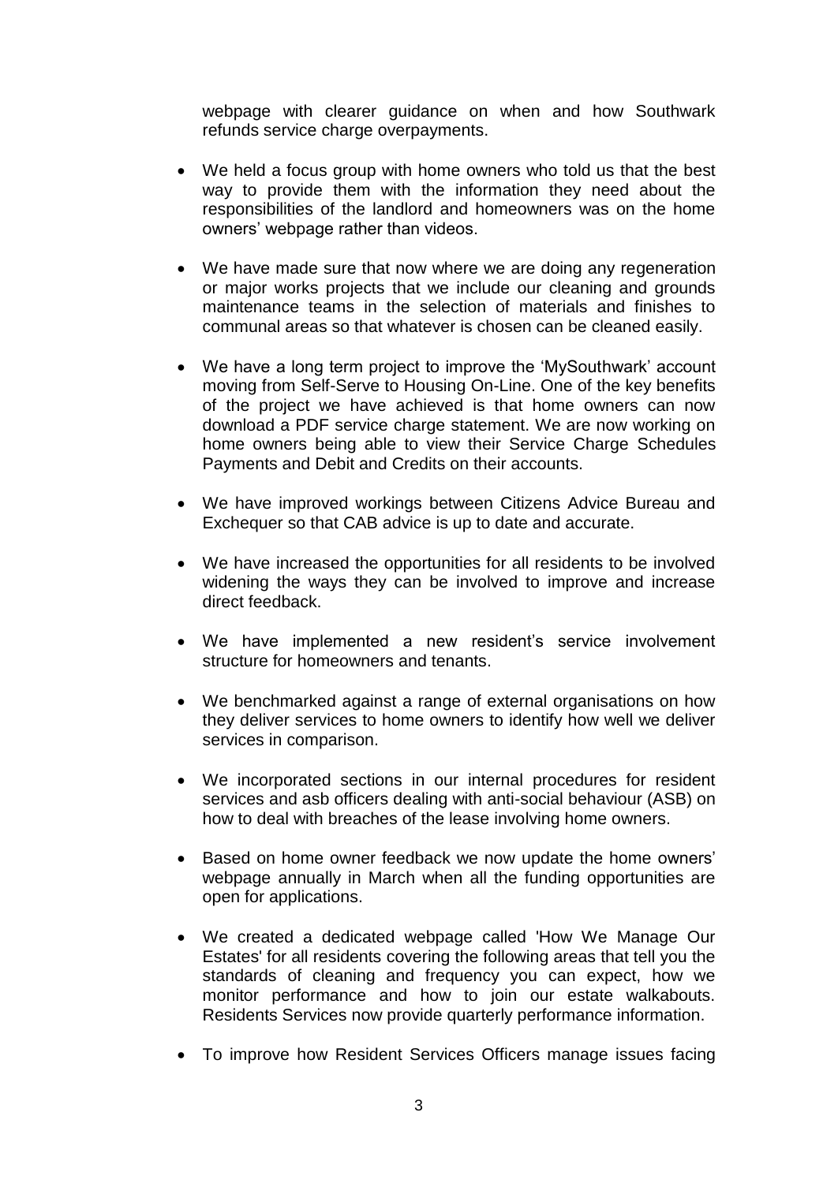webpage with clearer guidance on when and how Southwark refunds service charge overpayments.

- We held a focus group with home owners who told us that the best way to provide them with the information they need about the responsibilities of the landlord and homeowners was on the home owners' webpage rather than videos.

- We have made sure that now where we are doing any regeneration or major works projects that we include our cleaning and grounds maintenance teams in the selection of materials and finishes to communal areas so that whatever is chosen can be cleaned easily.

- We have a long term project to improve the 'MySouthwark' account moving from Self-Serve to Housing On-Line. One of the key benefits of the project we have achieved is that home owners can now download a PDF service charge statement. We are now working on home owners being able to view their Service Charge Schedules Payments and Debit and Credits on their accounts.

- We have improved workings between Citizens Advice Bureau and Exchequer so that CAB advice is up to date and accurate.

- We have increased the opportunities for all residents to be involved widening the ways they can be involved to improve and increase direct feedback.

- We have implemented a new resident's service involvement structure for homeowners and tenants.

- We benchmarked against a range of external organisations on how they deliver services to home owners to identify how well we deliver services in comparison.

- We incorporated sections in our internal procedures for resident services and asb officers dealing with anti-social behaviour (ASB) on how to deal with breaches of the lease involving home owners.

- Based on home owner feedback we now update the home owners' webpage annually in March when all the funding opportunities are open for applications.

- We created a dedicated webpage called 'How We Manage Our Estates' for all residents covering the following areas that tell you the standards of cleaning and frequency you can expect, how we monitor performance and how to join our estate walkabouts. Residents Services now provide quarterly performance information.

- To improve how Resident Services Officers manage issues facing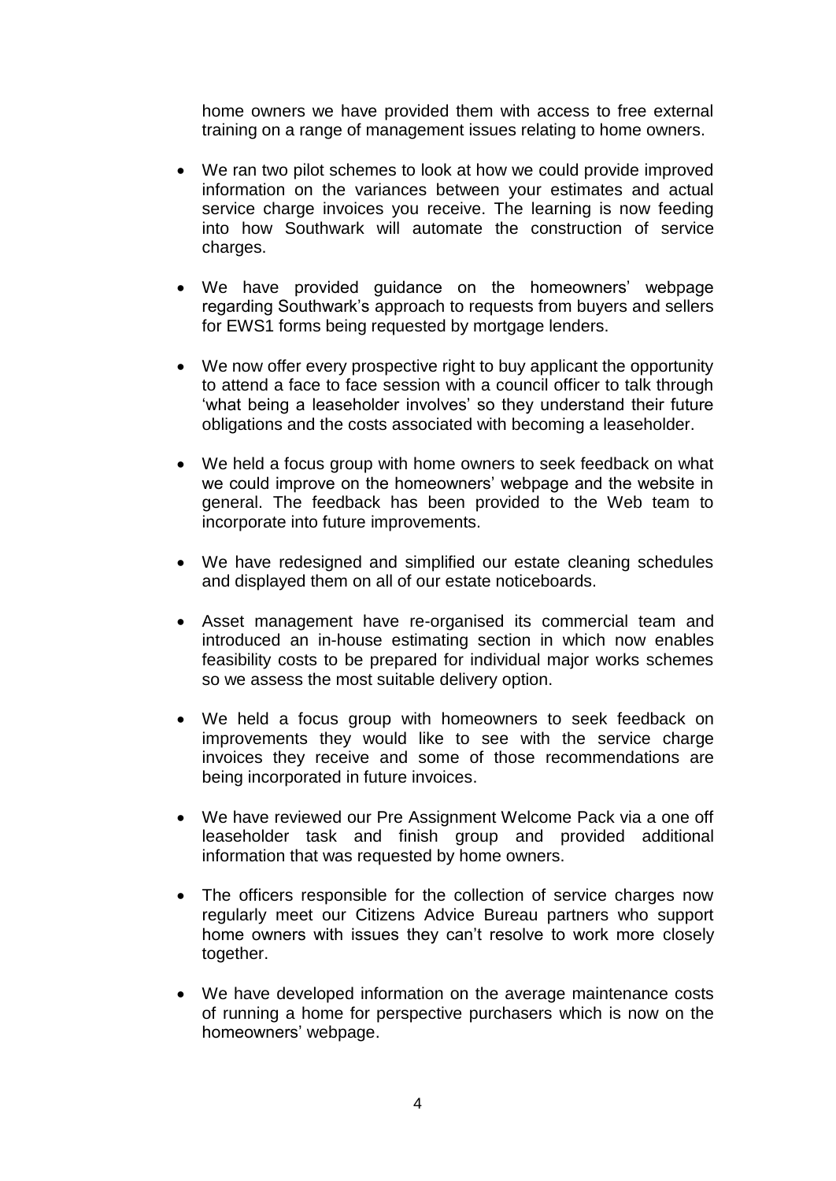home owners we have provided them with access to free external training on a range of management issues relating to home owners.

- We ran two pilot schemes to look at how we could provide improved information on the variances between your estimates and actual service charge invoices you receive. The learning is now feeding into how Southwark will automate the construction of service charges.

- We have provided guidance on the homeowners' webpage regarding Southwark's approach to requests from buyers and sellers for EWS1 forms being requested by mortgage lenders.

- We now offer every prospective right to buy applicant the opportunity to attend a face to face session with a council officer to talk through 'what being a leaseholder involves' so they understand their future obligations and the costs associated with becoming a leaseholder.

- We held a focus group with home owners to seek feedback on what we could improve on the homeowners' webpage and the website in general. The feedback has been provided to the Web team to incorporate into future improvements.

- We have redesigned and simplified our estate cleaning schedules and displayed them on all of our estate noticeboards.

- Asset management have re-organised its commercial team and introduced an in-house estimating section in which now enables feasibility costs to be prepared for individual major works schemes so we assess the most suitable delivery option.

- We held a focus group with homeowners to seek feedback on improvements they would like to see with the service charge invoices they receive and some of those recommendations are being incorporated in future invoices.

- We have reviewed our Pre Assignment Welcome Pack via a one off leaseholder task and finish group and provided additional information that was requested by home owners.

- The officers responsible for the collection of service charges now regularly meet our Citizens Advice Bureau partners who support home owners with issues they can't resolve to work more closely together.

- We have developed information on the average maintenance costs of running a home for perspective purchasers which is now on the homeowners' webpage.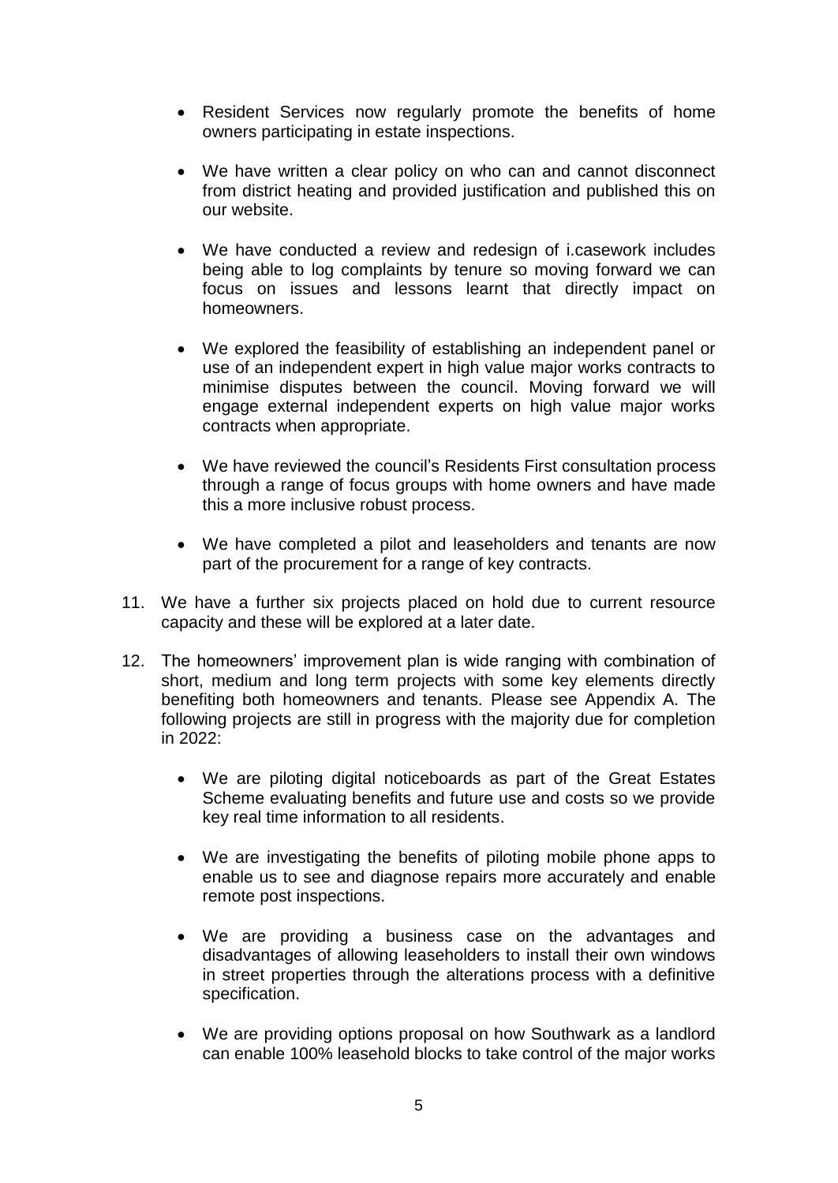- Resident Services now regularly promote the benefits of home owners participating in estate inspections.

- We have written a clear policy on who can and cannot disconnect from district heating and provided justification and published this on our website.

- We have conducted a review and redesign of i.casework includes being able to log complaints by tenure so moving forward we can focus on issues and lessons learnt that directly impact on homeowners.

- We explored the feasibility of establishing an independent panel or use of an independent expert in high value major works contracts to minimise disputes between the council. Moving forward we will engage external independent experts on high value major works contracts when appropriate.

- We have reviewed the council's Residents First consultation process through a range of focus groups with home owners and have made this a more inclusive robust process.

- We have completed a pilot and leaseholders and tenants are now part of the procurement for a range of key contracts.

11. We have a further six projects placed on hold due to current resource capacity and these will be explored at a later date.

12. The homeowners' improvement plan is wide ranging with combination of short, medium and long term projects with some key elements directly benefiting both homeowners and tenants. Please see Appendix A. The following projects are still in progress with the majority due for completion in 2022:

    - We are piloting digital noticeboards as part of the Great Estates Scheme evaluating benefits and future use and costs so we provide key real time information to all residents.

    - We are investigating the benefits of piloting mobile phone apps to enable us to see and diagnose repairs more accurately and enable remote post inspections.

    - We are providing a business case on the advantages and disadvantages of allowing leaseholders to install their own windows in street properties through the alterations process with a definitive specification.

    - We are providing options proposal on how Southwark as a landlord can enable 100% leasehold blocks to take control of the major works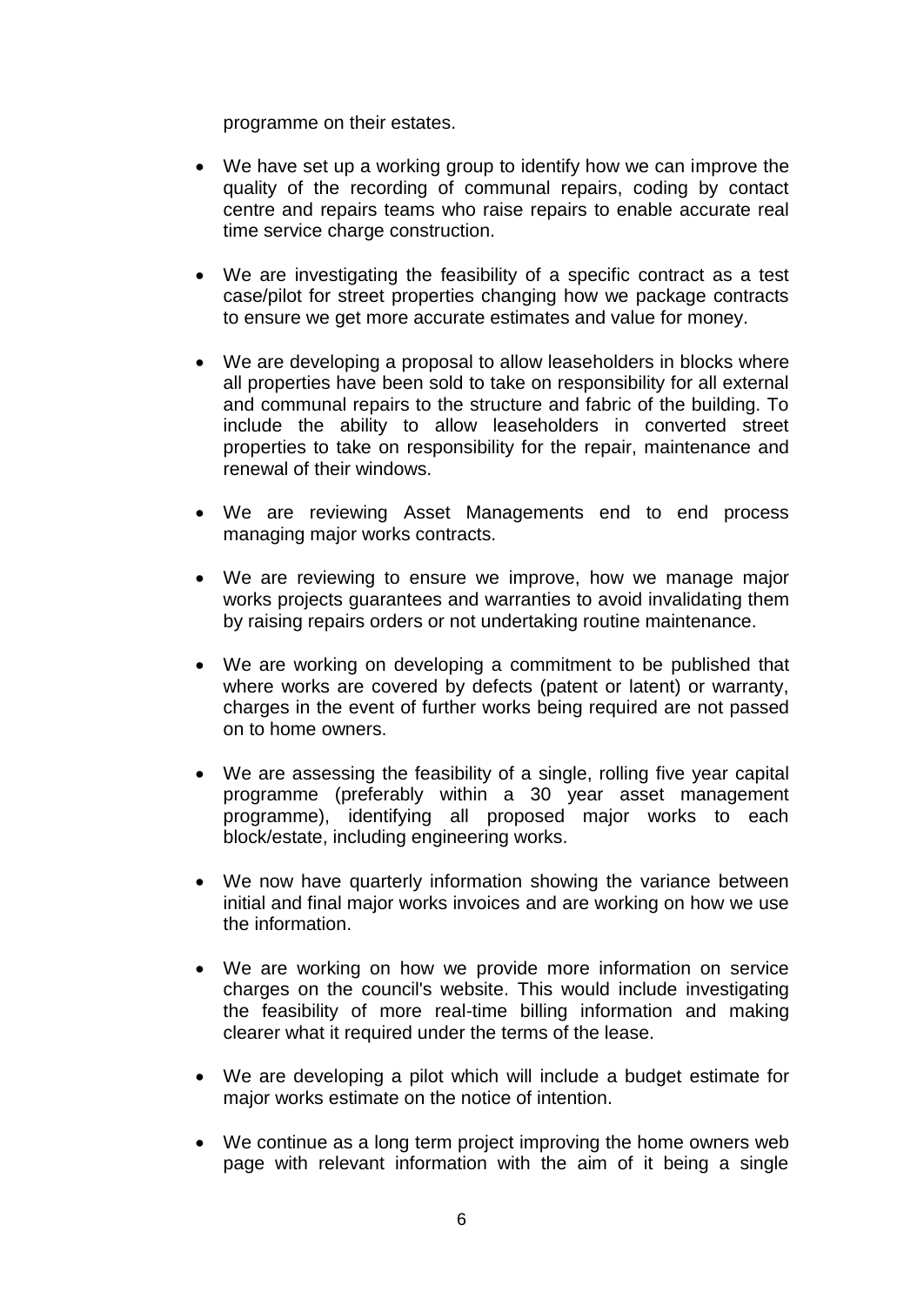programme on their estates.

- We have set up a working group to identify how we can improve the quality of the recording of communal repairs, coding by contact centre and repairs teams who raise repairs to enable accurate real time service charge construction.

- We are investigating the feasibility of a specific contract as a test case/pilot for street properties changing how we package contracts to ensure we get more accurate estimates and value for money.

- We are developing a proposal to allow leaseholders in blocks where all properties have been sold to take on responsibility for all external and communal repairs to the structure and fabric of the building. To include the ability to allow leaseholders in converted street properties to take on responsibility for the repair, maintenance and renewal of their windows.

- We are reviewing Asset Managements end to end process managing major works contracts.

- We are reviewing to ensure we improve, how we manage major works projects guarantees and warranties to avoid invalidating them by raising repairs orders or not undertaking routine maintenance.

- We are working on developing a commitment to be published that where works are covered by defects (patent or latent) or warranty, charges in the event of further works being required are not passed on to home owners.

- We are assessing the feasibility of a single, rolling five year capital programme (preferably within a 30 year asset management programme), identifying all proposed major works to each block/estate, including engineering works.

- We now have quarterly information showing the variance between initial and final major works invoices and are working on how we use the information.

- We are working on how we provide more information on service charges on the council's website. This would include investigating the feasibility of more real-time billing information and making clearer what it required under the terms of the lease.

- We are developing a pilot which will include a budget estimate for major works estimate on the notice of intention.

- We continue as a long term project improving the home owners web page with relevant information with the aim of it being a single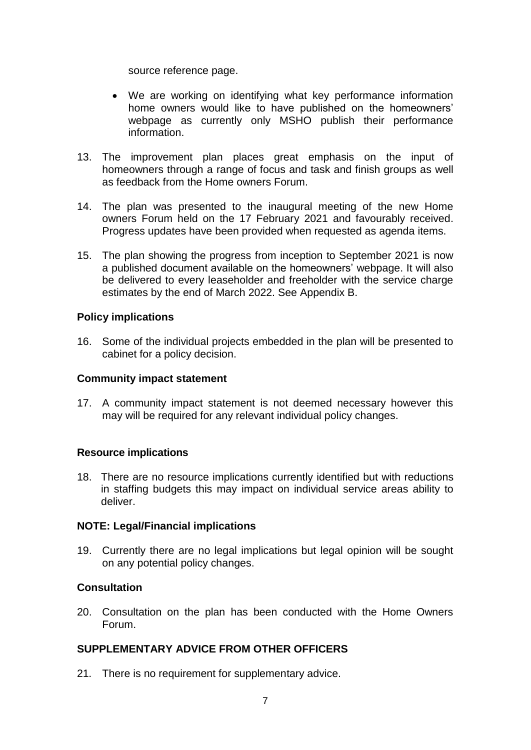source reference page.

- We are working on identifying what key performance information home owners would like to have published on the homeowners' webpage as currently only MSHO publish their performance information.

13. The improvement plan places great emphasis on the input of homeowners through a range of focus and task and finish groups as well as feedback from the Home owners Forum.

14. The plan was presented to the inaugural meeting of the new Home owners Forum held on the 17 February 2021 and favourably received. Progress updates have been provided when requested as agenda items.

15. The plan showing the progress from inception to September 2021 is now a published document available on the homeowners' webpage. It will also be delivered to every leaseholder and freeholder with the service charge estimates by the end of March 2022. See Appendix B.

**Policy implications**

16. Some of the individual projects embedded in the plan will be presented to cabinet for a policy decision.

**Community impact statement**

17. A community impact statement is not deemed necessary however this may will be required for any relevant individual policy changes.

**Resource implications**

18. There are no resource implications currently identified but with reductions in staffing budgets this may impact on individual service areas ability to deliver.

**NOTE: Legal/Financial implications**

19. Currently there are no legal implications but legal opinion will be sought on any potential policy changes.

**Consultation**

20. Consultation on the plan has been conducted with the Home Owners Forum.

**SUPPLEMENTARY ADVICE FROM OTHER OFFICERS**

21. There is no requirement for supplementary advice.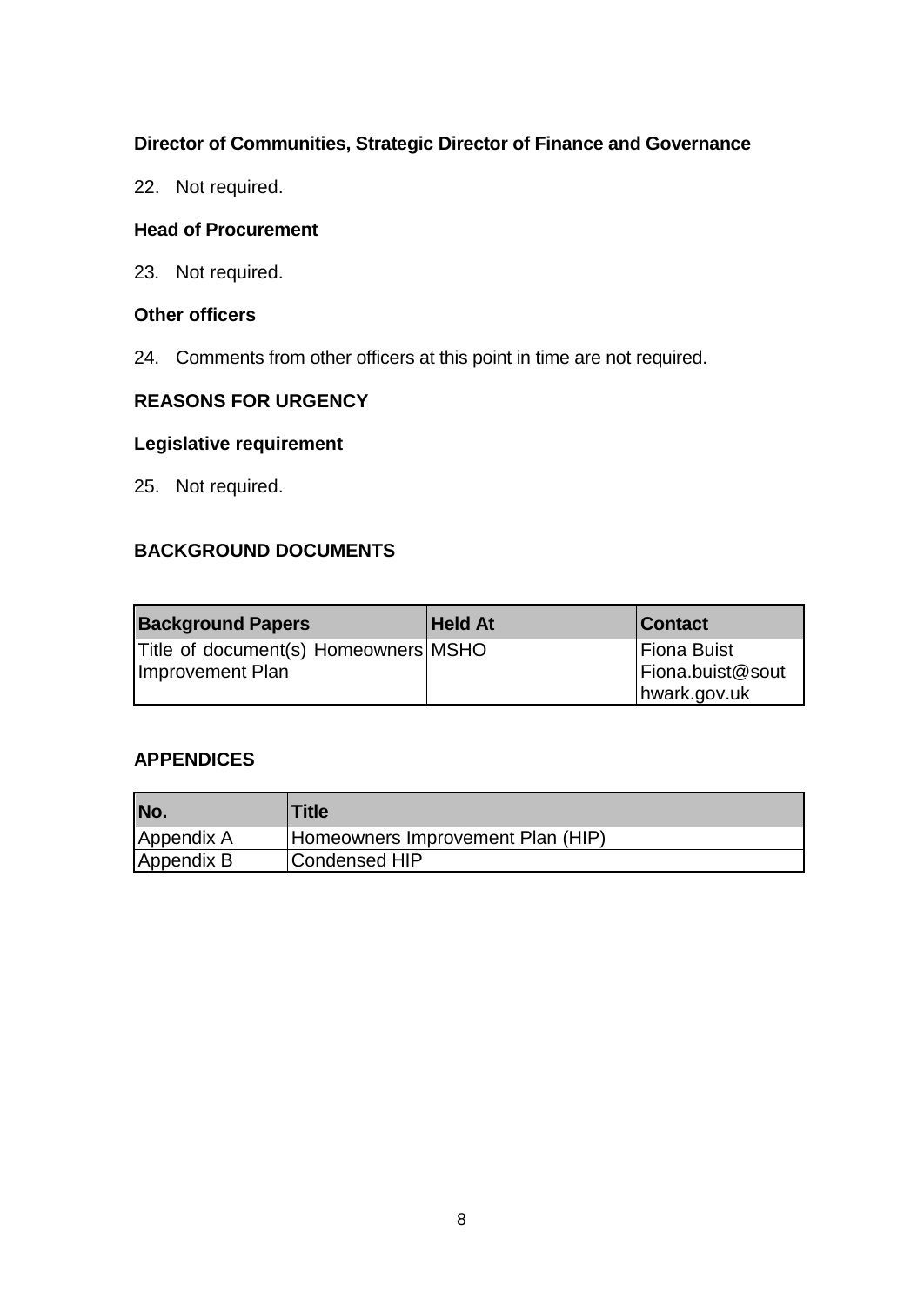**Director of Communities, Strategic Director of Finance and Governance**

22. Not required.

**Head of Procurement**

23. Not required.

**Other officers**

24. Comments from other officers at this point in time are not required.

**REASONS FOR URGENCY**

**Legislative requirement**

25. Not required.

**BACKGROUND DOCUMENTS**

| Background Papers | Held At | Contact |
|---|---|---|
| Title of document(s) Homeowners Improvement Plan | MSHO | Fiona Buist Fiona.buist@southwark.gov.uk |

**APPENDICES**

| No. | Title |
|---|---|
| Appendix A | Homeowners Improvement Plan (HIP) |
| Appendix B | Condensed HIP |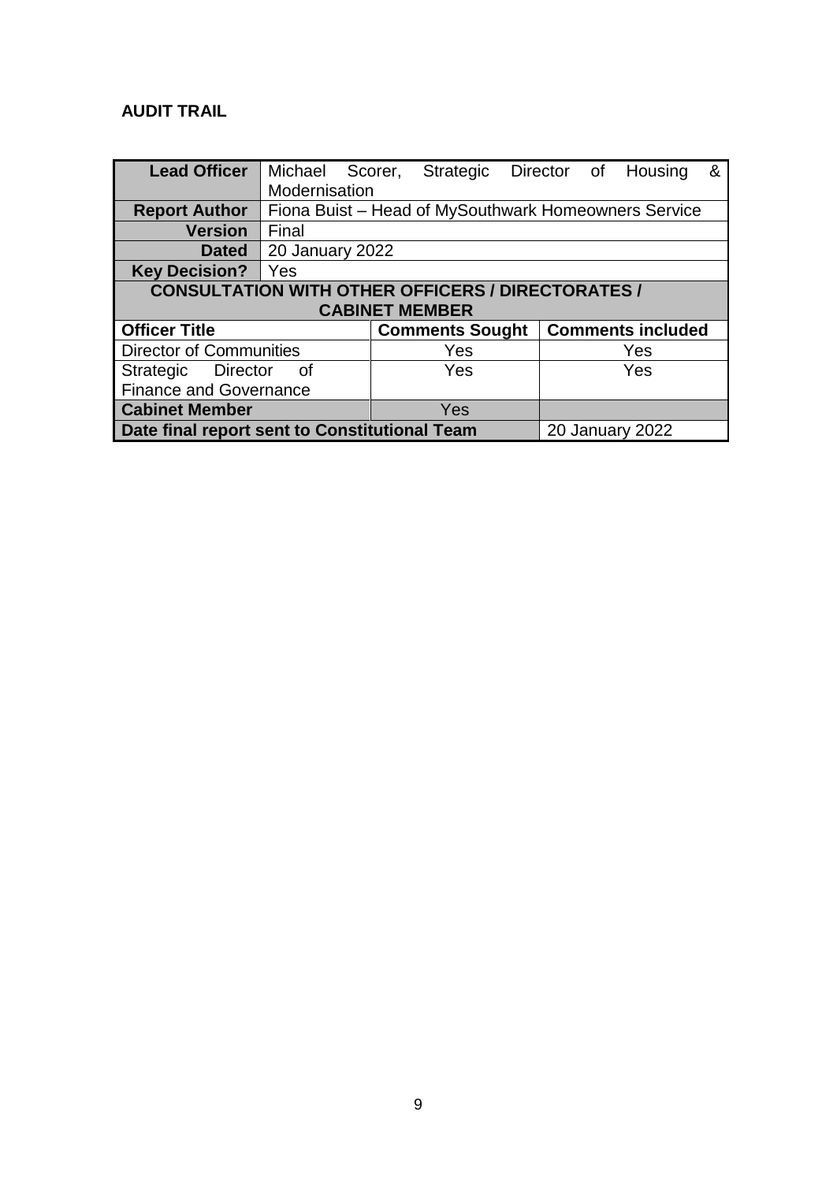**AUDIT TRAIL**

| | | | |
|---|---|---|---|
| **Lead Officer** | Michael Scorer, Strategic Director of Housing & Modernisation | | |
| **Report Author** | Fiona Buist – Head of MySouthwark Homeowners Service | | |
| **Version** | Final | | |
| **Dated** | 20 January 2022 | | |
| **Key Decision?** | Yes | | |
| **CONSULTATION WITH OTHER OFFICERS / DIRECTORATES / CABINET MEMBER** | | | |
| **Officer Title** | | **Comments Sought** | **Comments included** |
| Director of Communities | | Yes | Yes |
| Strategic Director of Finance and Governance | | Yes | Yes |
| **Cabinet Member** | | Yes | |
| **Date final report sent to Constitutional Team** | | | 20 January 2022 |